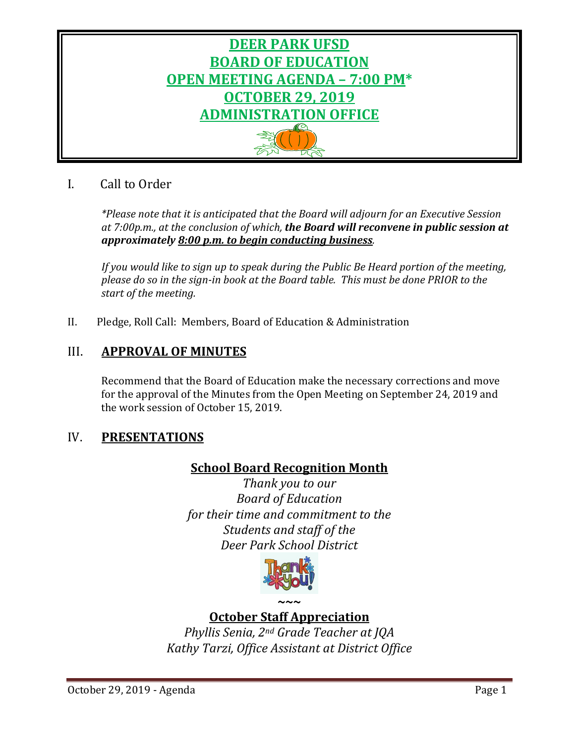# DEER PARK UFSD
# BOARD OF EDUCATION
# OPEN MEETING AGENDA – 7:00 PM*
# OCTOBER 29, 2019
# ADMINISTRATION OFFICE

I. Call to Order

*\*Please note that it is anticipated that the Board will adjourn for an Executive Session at 7:00p.m., at the conclusion of which,* ***the Board will reconvene in public session at approximately 8:00 p.m. to begin conducting business****.*

*If you would like to sign up to speak during the Public Be Heard portion of the meeting, please do so in the sign-in book at the Board table. This must be done PRIOR to the start of the meeting.*

II. Pledge, Roll Call: Members, Board of Education & Administration

## III. APPROVAL OF MINUTES

Recommend that the Board of Education make the necessary corrections and move for the approval of the Minutes from the Open Meeting on September 24, 2019 and the work session of October 15, 2019.

## IV. PRESENTATIONS

### School Board Recognition Month

*Thank you to our*
*Board of Education*
*for their time and commitment to the*
*Students and staff of the*
*Deer Park School District*

~~~

### October Staff Appreciation

*Phyllis Senia, 2nd Grade Teacher at JQA*
*Kathy Tarzi, Office Assistant at District Office*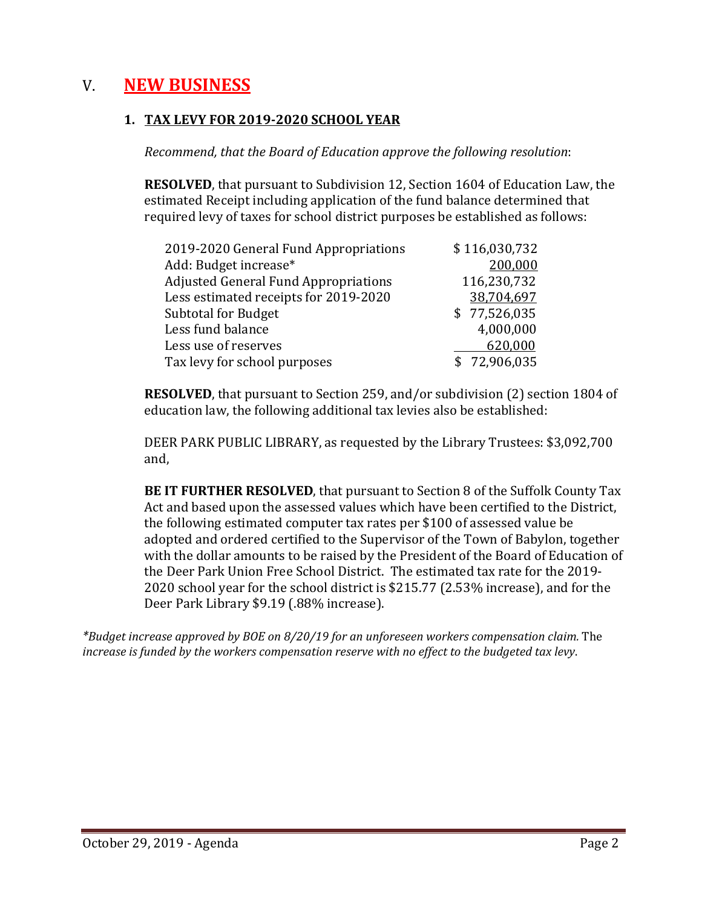# V. NEW BUSINESS

## 1. TAX LEVY FOR 2019-2020 SCHOOL YEAR

*Recommend, that the Board of Education approve the following resolution*:

**RESOLVED**, that pursuant to Subdivision 12, Section 1604 of Education Law, the estimated Receipt including application of the fund balance determined that required levy of taxes for school district purposes be established as follows:

| | |
|---|---|
| 2019-2020 General Fund Appropriations | $ 116,030,732 |
| Add: Budget increase* | 200,000 |
| Adjusted General Fund Appropriations | 116,230,732 |
| Less estimated receipts for 2019-2020 | 38,704,697 |
| Subtotal for Budget | $ 77,526,035 |
| Less fund balance | 4,000,000 |
| Less use of reserves | 620,000 |
| Tax levy for school purposes | $ 72,906,035 |

**RESOLVED**, that pursuant to Section 259, and/or subdivision (2) section 1804 of education law, the following additional tax levies also be established:

DEER PARK PUBLIC LIBRARY, as requested by the Library Trustees: $3,092,700 and,

**BE IT FURTHER RESOLVED**, that pursuant to Section 8 of the Suffolk County Tax Act and based upon the assessed values which have been certified to the District, the following estimated computer tax rates per $100 of assessed value be adopted and ordered certified to the Supervisor of the Town of Babylon, together with the dollar amounts to be raised by the President of the Board of Education of the Deer Park Union Free School District. The estimated tax rate for the 2019-2020 school year for the school district is $215.77 (2.53% increase), and for the Deer Park Library $9.19 (.88% increase).

**Budget increase approved by BOE on 8/20/19 for an unforeseen workers compensation claim.* The *increase is funded by the workers compensation reserve with no effect to the budgeted tax levy*.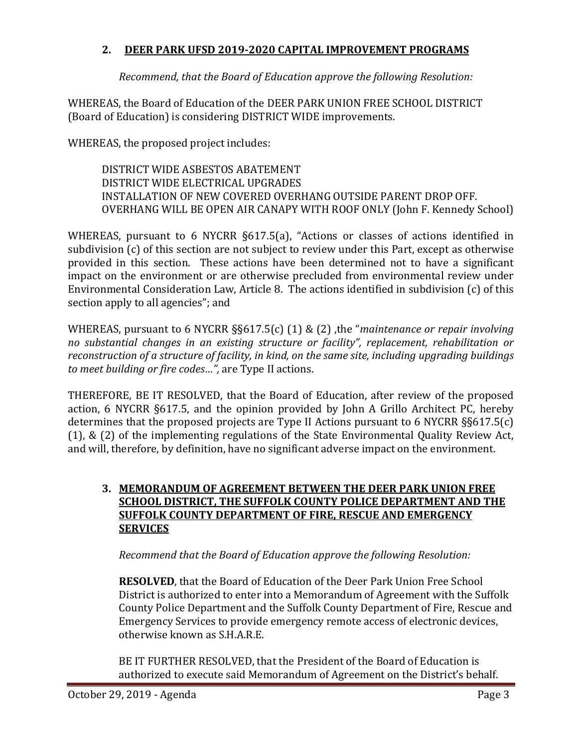## 2. DEER PARK UFSD 2019-2020 CAPITAL IMPROVEMENT PROGRAMS

*Recommend, that the Board of Education approve the following Resolution:*

WHEREAS, the Board of Education of the DEER PARK UNION FREE SCHOOL DISTRICT (Board of Education) is considering DISTRICT WIDE improvements.

WHEREAS, the proposed project includes:

DISTRICT WIDE ASBESTOS ABATEMENT
DISTRICT WIDE ELECTRICAL UPGRADES
INSTALLATION OF NEW COVERED OVERHANG OUTSIDE PARENT DROP OFF.
OVERHANG WILL BE OPEN AIR CANAPY WITH ROOF ONLY (John F. Kennedy School)

WHEREAS, pursuant to 6 NYCRR §617.5(a), "Actions or classes of actions identified in subdivision (c) of this section are not subject to review under this Part, except as otherwise provided in this section. These actions have been determined not to have a significant impact on the environment or are otherwise precluded from environmental review under Environmental Consideration Law, Article 8. The actions identified in subdivision (c) of this section apply to all agencies"; and

WHEREAS, pursuant to 6 NYCRR §§617.5(c) (1) & (2) ,the "*maintenance or repair involving no substantial changes in an existing structure or facility", replacement, rehabilitation or reconstruction of a structure of facility, in kind, on the same site, including upgrading buildings to meet building or fire codes…",* are Type II actions.

THEREFORE, BE IT RESOLVED, that the Board of Education, after review of the proposed action, 6 NYCRR §617.5, and the opinion provided by John A Grillo Architect PC, hereby determines that the proposed projects are Type II Actions pursuant to 6 NYCRR §§617.5(c) (1), & (2) of the implementing regulations of the State Environmental Quality Review Act, and will, therefore, by definition, have no significant adverse impact on the environment.

## 3. MEMORANDUM OF AGREEMENT BETWEEN THE DEER PARK UNION FREE SCHOOL DISTRICT, THE SUFFOLK COUNTY POLICE DEPARTMENT AND THE SUFFOLK COUNTY DEPARTMENT OF FIRE, RESCUE AND EMERGENCY SERVICES

*Recommend that the Board of Education approve the following Resolution:*

**RESOLVED**, that the Board of Education of the Deer Park Union Free School District is authorized to enter into a Memorandum of Agreement with the Suffolk County Police Department and the Suffolk County Department of Fire, Rescue and Emergency Services to provide emergency remote access of electronic devices, otherwise known as S.H.A.R.E.

BE IT FURTHER RESOLVED, that the President of the Board of Education is authorized to execute said Memorandum of Agreement on the District's behalf.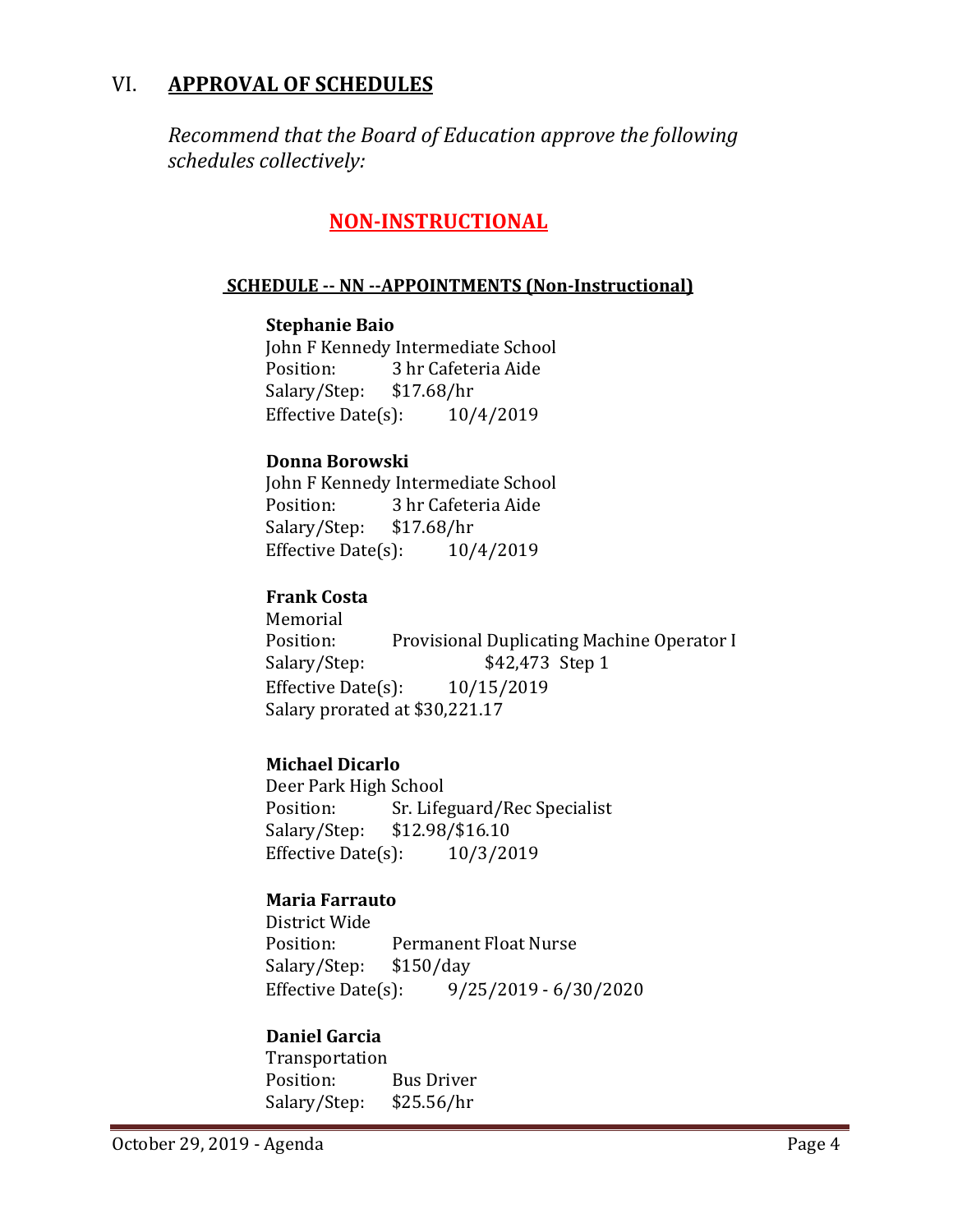## VI. APPROVAL OF SCHEDULES

*Recommend that the Board of Education approve the following schedules collectively:*

### NON-INSTRUCTIONAL

#### SCHEDULE -- NN --APPOINTMENTS (Non-Instructional)

**Stephanie Baio**
John F Kennedy Intermediate School
Position: 3 hr Cafeteria Aide
Salary/Step: $17.68/hr
Effective Date(s): 10/4/2019

**Donna Borowski**
John F Kennedy Intermediate School
Position: 3 hr Cafeteria Aide
Salary/Step: $17.68/hr
Effective Date(s): 10/4/2019

**Frank Costa**
Memorial
Position: Provisional Duplicating Machine Operator I
Salary/Step: $42,473 Step 1
Effective Date(s): 10/15/2019
Salary prorated at $30,221.17

**Michael Dicarlo**
Deer Park High School
Position: Sr. Lifeguard/Rec Specialist
Salary/Step: $12.98/$16.10
Effective Date(s): 10/3/2019

**Maria Farrauto**
District Wide
Position: Permanent Float Nurse
Salary/Step: $150/day
Effective Date(s): 9/25/2019 - 6/30/2020

**Daniel Garcia**
Transportation
Position: Bus Driver
Salary/Step: $25.56/hr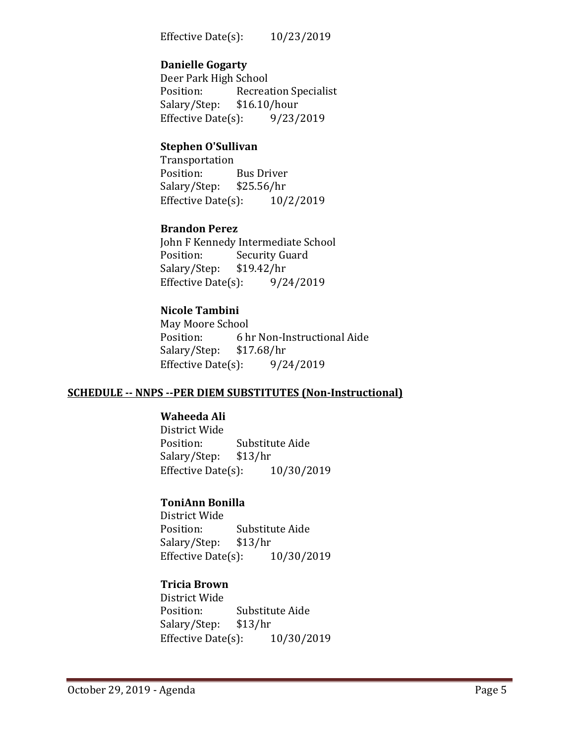Effective Date(s): 10/23/2019

**Danielle Gogarty**
Deer Park High School
Position: Recreation Specialist
Salary/Step: $16.10/hour
Effective Date(s): 9/23/2019

**Stephen O'Sullivan**
Transportation
Position: Bus Driver
Salary/Step: $25.56/hr
Effective Date(s): 10/2/2019

**Brandon Perez**
John F Kennedy Intermediate School
Position: Security Guard
Salary/Step: $19.42/hr
Effective Date(s): 9/24/2019

**Nicole Tambini**
May Moore School
Position: 6 hr Non-Instructional Aide
Salary/Step: $17.68/hr
Effective Date(s): 9/24/2019

**SCHEDULE -- NNPS --PER DIEM SUBSTITUTES (Non-Instructional)**

**Waheeda Ali**
District Wide
Position: Substitute Aide
Salary/Step: $13/hr
Effective Date(s): 10/30/2019

**ToniAnn Bonilla**
District Wide
Position: Substitute Aide
Salary/Step: $13/hr
Effective Date(s): 10/30/2019

**Tricia Brown**
District Wide
Position: Substitute Aide
Salary/Step: $13/hr
Effective Date(s): 10/30/2019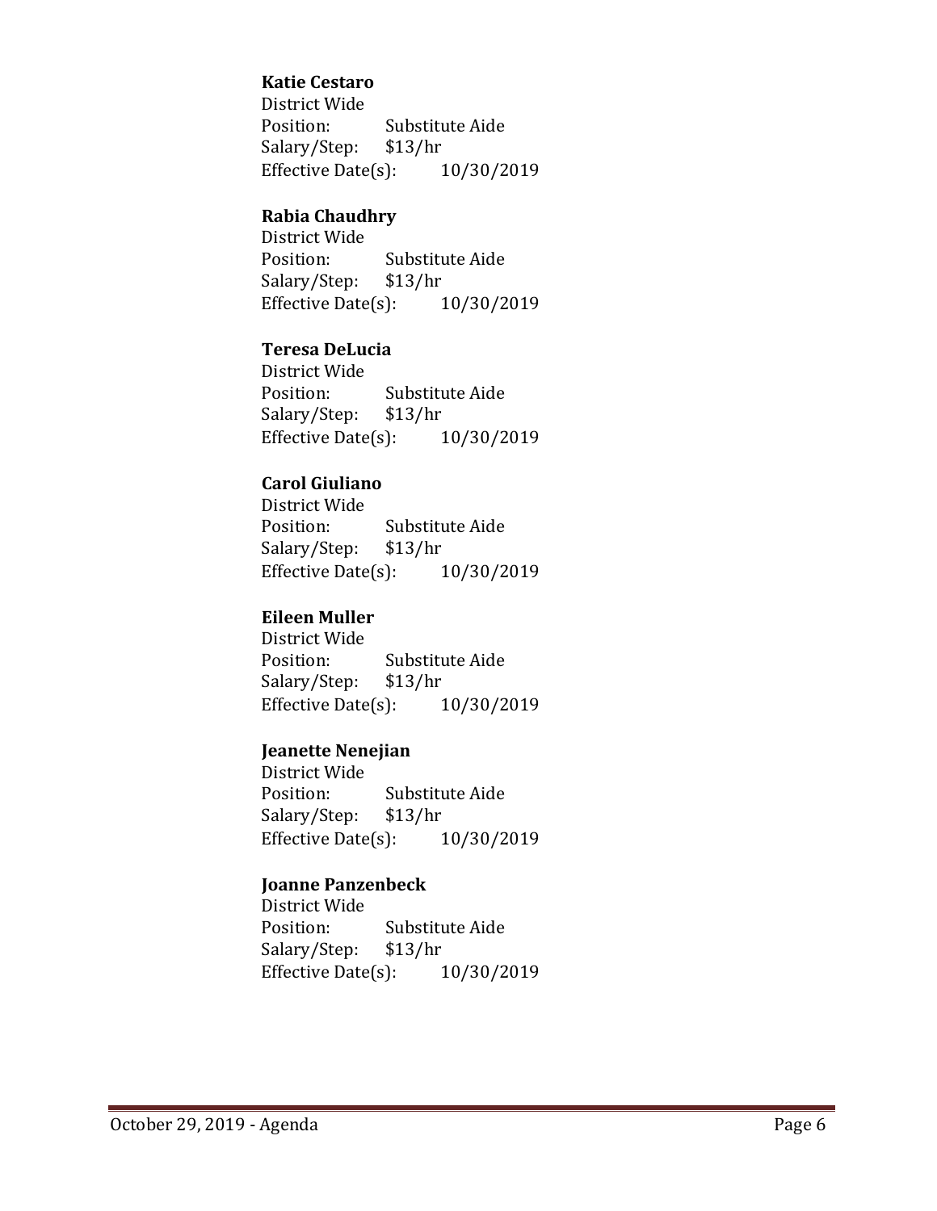**Katie Cestaro**
District Wide
Position: Substitute Aide
Salary/Step: $13/hr
Effective Date(s): 10/30/2019

**Rabia Chaudhry**
District Wide
Position: Substitute Aide
Salary/Step: $13/hr
Effective Date(s): 10/30/2019

**Teresa DeLucia**
District Wide
Position: Substitute Aide
Salary/Step: $13/hr
Effective Date(s): 10/30/2019

**Carol Giuliano**
District Wide
Position: Substitute Aide
Salary/Step: $13/hr
Effective Date(s): 10/30/2019

**Eileen Muller**
District Wide
Position: Substitute Aide
Salary/Step: $13/hr
Effective Date(s): 10/30/2019

**Jeanette Nenejian**
District Wide
Position: Substitute Aide
Salary/Step: $13/hr
Effective Date(s): 10/30/2019

**Joanne Panzenbeck**
District Wide
Position: Substitute Aide
Salary/Step: $13/hr
Effective Date(s): 10/30/2019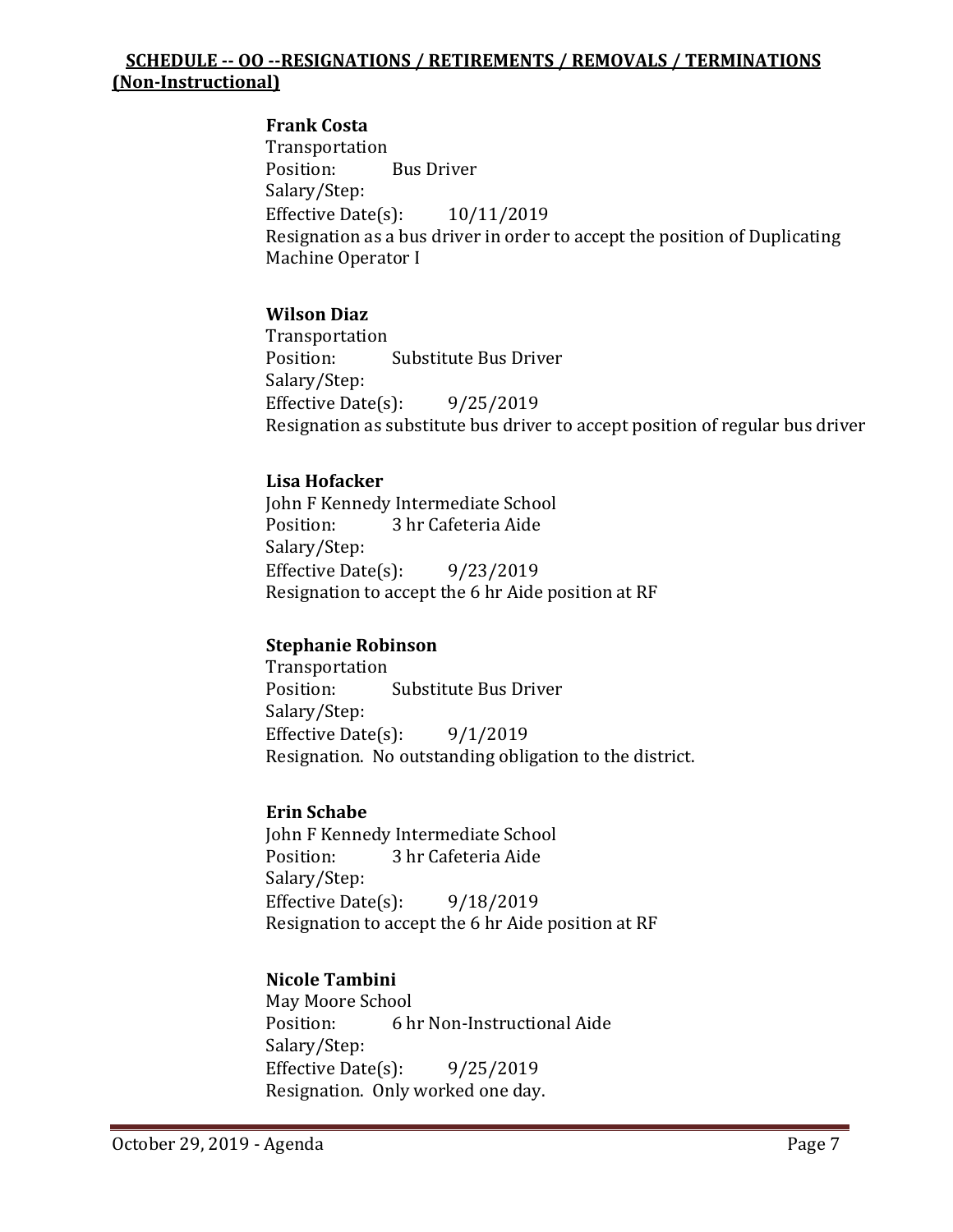## SCHEDULE -- OO --RESIGNATIONS / RETIREMENTS / REMOVALS / TERMINATIONS (Non-Instructional)

**Frank Costa**
Transportation
Position: Bus Driver
Salary/Step:
Effective Date(s): 10/11/2019
Resignation as a bus driver in order to accept the position of Duplicating Machine Operator I

**Wilson Diaz**
Transportation
Position: Substitute Bus Driver
Salary/Step:
Effective Date(s): 9/25/2019
Resignation as substitute bus driver to accept position of regular bus driver

**Lisa Hofacker**
John F Kennedy Intermediate School
Position: 3 hr Cafeteria Aide
Salary/Step:
Effective Date(s): 9/23/2019
Resignation to accept the 6 hr Aide position at RF

**Stephanie Robinson**
Transportation
Position: Substitute Bus Driver
Salary/Step:
Effective Date(s): 9/1/2019
Resignation. No outstanding obligation to the district.

**Erin Schabe**
John F Kennedy Intermediate School
Position: 3 hr Cafeteria Aide
Salary/Step:
Effective Date(s): 9/18/2019
Resignation to accept the 6 hr Aide position at RF

**Nicole Tambini**
May Moore School
Position: 6 hr Non-Instructional Aide
Salary/Step:
Effective Date(s): 9/25/2019
Resignation. Only worked one day.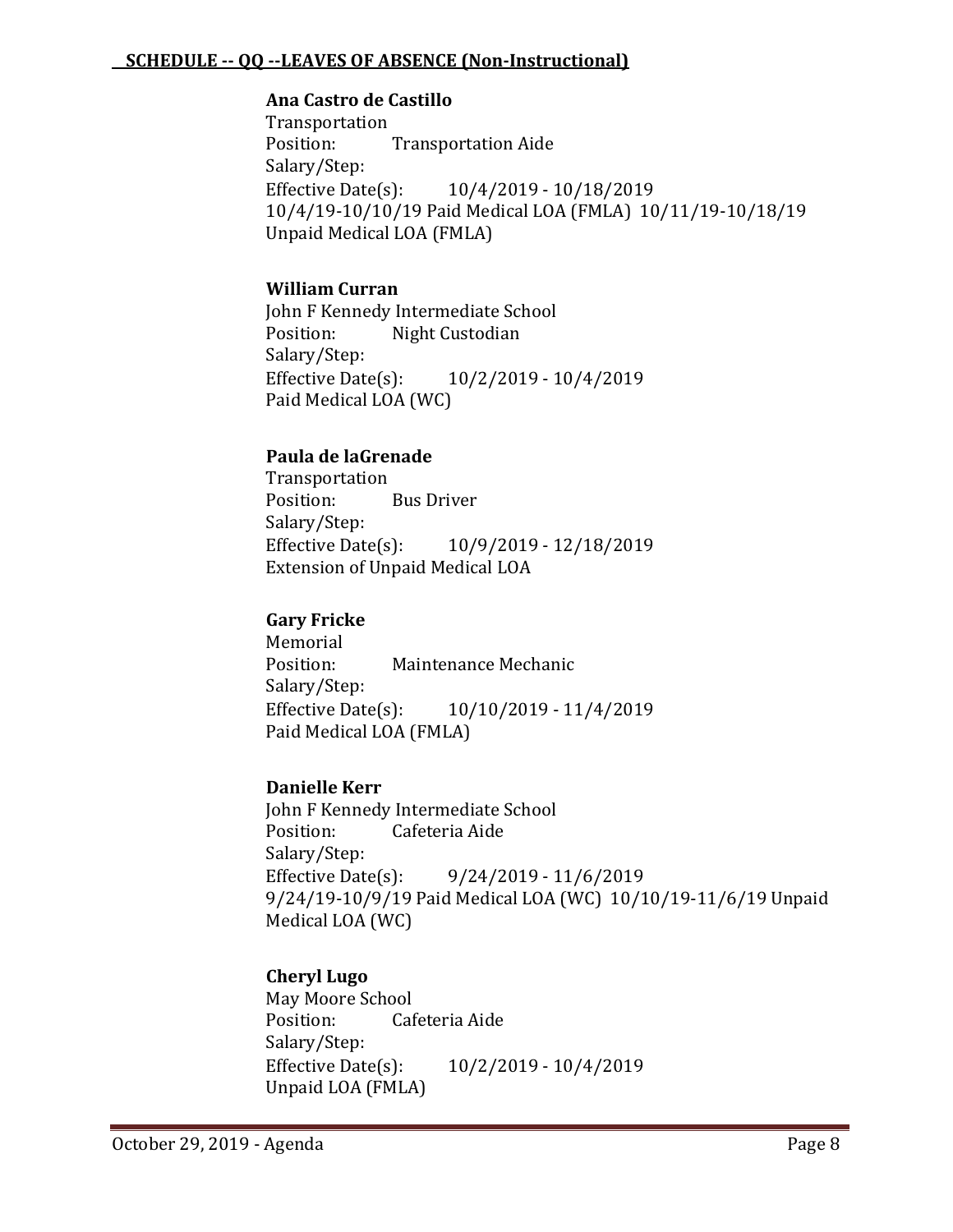## SCHEDULE -- QQ --LEAVES OF ABSENCE (Non-Instructional)

**Ana Castro de Castillo**
Transportation
Position: Transportation Aide
Salary/Step:
Effective Date(s): 10/4/2019 - 10/18/2019
10/4/19-10/10/19 Paid Medical LOA (FMLA) 10/11/19-10/18/19 Unpaid Medical LOA (FMLA)

**William Curran**
John F Kennedy Intermediate School
Position: Night Custodian
Salary/Step:
Effective Date(s): 10/2/2019 - 10/4/2019
Paid Medical LOA (WC)

**Paula de laGrenade**
Transportation
Position: Bus Driver
Salary/Step:
Effective Date(s): 10/9/2019 - 12/18/2019
Extension of Unpaid Medical LOA

**Gary Fricke**
Memorial
Position: Maintenance Mechanic
Salary/Step:
Effective Date(s): 10/10/2019 - 11/4/2019
Paid Medical LOA (FMLA)

**Danielle Kerr**
John F Kennedy Intermediate School
Position: Cafeteria Aide
Salary/Step:
Effective Date(s): 9/24/2019 - 11/6/2019
9/24/19-10/9/19 Paid Medical LOA (WC) 10/10/19-11/6/19 Unpaid Medical LOA (WC)

**Cheryl Lugo**
May Moore School
Position: Cafeteria Aide
Salary/Step:
Effective Date(s): 10/2/2019 - 10/4/2019
Unpaid LOA (FMLA)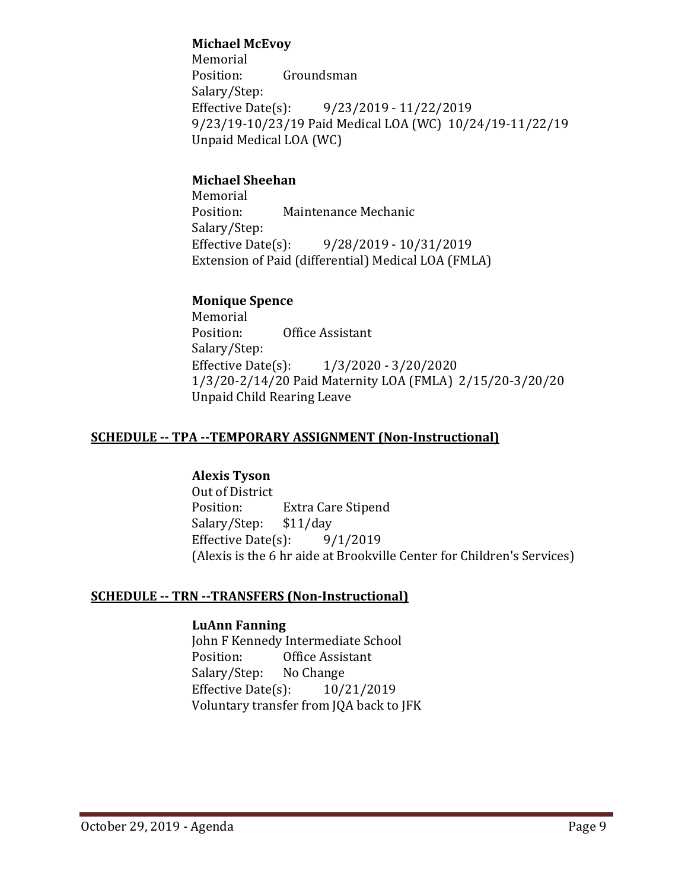**Michael McEvoy**
Memorial
Position: Groundsman
Salary/Step:
Effective Date(s): 9/23/2019 - 11/22/2019
9/23/19-10/23/19 Paid Medical LOA (WC) 10/24/19-11/22/19 Unpaid Medical LOA (WC)

**Michael Sheehan**
Memorial
Position: Maintenance Mechanic
Salary/Step:
Effective Date(s): 9/28/2019 - 10/31/2019
Extension of Paid (differential) Medical LOA (FMLA)

**Monique Spence**
Memorial
Position: Office Assistant
Salary/Step:
Effective Date(s): 1/3/2020 - 3/20/2020
1/3/20-2/14/20 Paid Maternity LOA (FMLA) 2/15/20-3/20/20 Unpaid Child Rearing Leave

## SCHEDULE -- TPA --TEMPORARY ASSIGNMENT (Non-Instructional)

**Alexis Tyson**
Out of District
Position: Extra Care Stipend
Salary/Step: $11/day
Effective Date(s): 9/1/2019
(Alexis is the 6 hr aide at Brookville Center for Children's Services)

## SCHEDULE -- TRN --TRANSFERS (Non-Instructional)

**LuAnn Fanning**
John F Kennedy Intermediate School
Position: Office Assistant
Salary/Step: No Change
Effective Date(s): 10/21/2019
Voluntary transfer from JQA back to JFK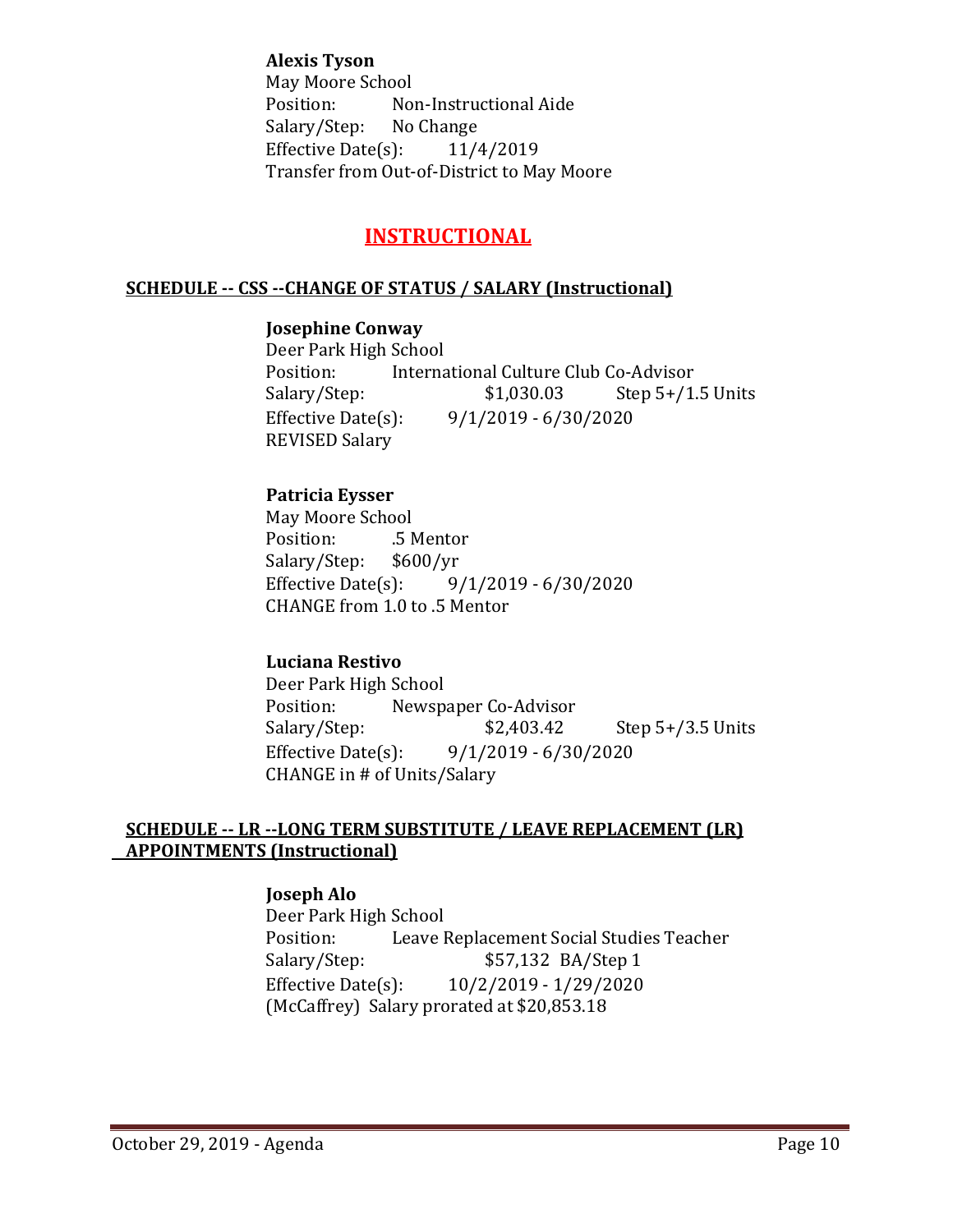**Alexis Tyson**
May Moore School
Position: Non-Instructional Aide
Salary/Step: No Change
Effective Date(s): 11/4/2019
Transfer from Out-of-District to May Moore

## INSTRUCTIONAL

### SCHEDULE -- CSS --CHANGE OF STATUS / SALARY (Instructional)

**Josephine Conway**
Deer Park High School
Position: International Culture Club Co-Advisor
Salary/Step: $1,030.03 Step 5+/1.5 Units
Effective Date(s): 9/1/2019 - 6/30/2020
REVISED Salary

**Patricia Eysser**
May Moore School
Position: .5 Mentor
Salary/Step: $600/yr
Effective Date(s): 9/1/2019 - 6/30/2020
CHANGE from 1.0 to .5 Mentor

**Luciana Restivo**
Deer Park High School
Position: Newspaper Co-Advisor
Salary/Step: $2,403.42 Step 5+/3.5 Units
Effective Date(s): 9/1/2019 - 6/30/2020
CHANGE in # of Units/Salary

### SCHEDULE -- LR --LONG TERM SUBSTITUTE / LEAVE REPLACEMENT (LR) APPOINTMENTS (Instructional)

**Joseph Alo**
Deer Park High School
Position: Leave Replacement Social Studies Teacher
Salary/Step: $57,132 BA/Step 1
Effective Date(s): 10/2/2019 - 1/29/2020
(McCaffrey) Salary prorated at $20,853.18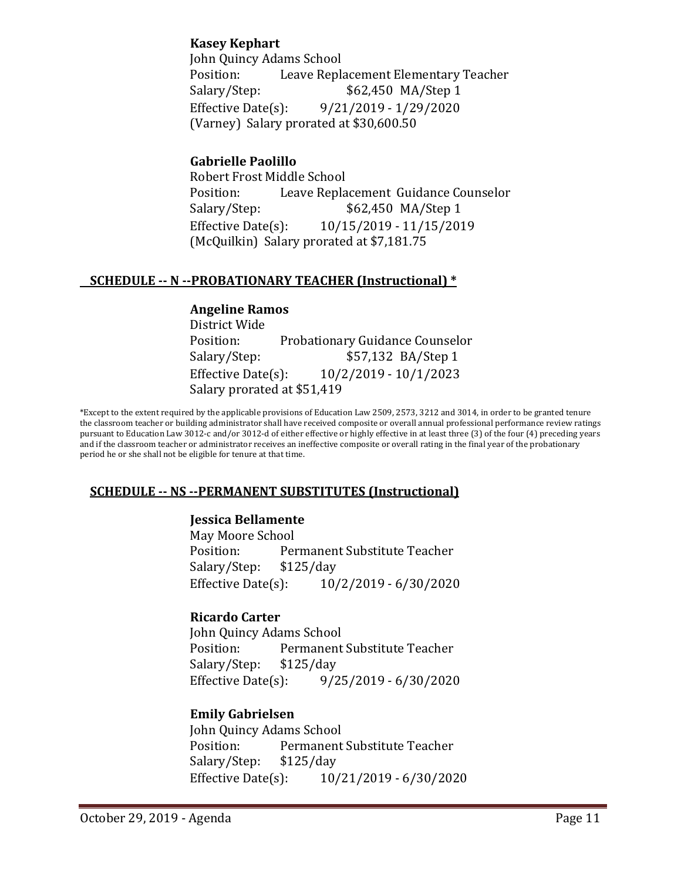**Kasey Kephart**
John Quincy Adams School
Position: Leave Replacement Elementary Teacher
Salary/Step: $62,450 MA/Step 1
Effective Date(s): 9/21/2019 - 1/29/2020
(Varney) Salary prorated at $30,600.50

**Gabrielle Paolillo**
Robert Frost Middle School
Position: Leave Replacement Guidance Counselor
Salary/Step: $62,450 MA/Step 1
Effective Date(s): 10/15/2019 - 11/15/2019
(McQuilkin) Salary prorated at $7,181.75

## SCHEDULE -- N --PROBATIONARY TEACHER (Instructional) *

**Angeline Ramos**
District Wide
Position: Probationary Guidance Counselor
Salary/Step: $57,132 BA/Step 1
Effective Date(s): 10/2/2019 - 10/1/2023
Salary prorated at $51,419

*Except to the extent required by the applicable provisions of Education Law 2509, 2573, 3212 and 3014, in order to be granted tenure the classroom teacher or building administrator shall have received composite or overall annual professional performance review ratings pursuant to Education Law 3012-c and/or 3012-d of either effective or highly effective in at least three (3) of the four (4) preceding years and if the classroom teacher or administrator receives an ineffective composite or overall rating in the final year of the probationary period he or she shall not be eligible for tenure at that time.

## SCHEDULE -- NS --PERMANENT SUBSTITUTES (Instructional)

**Jessica Bellamente**
May Moore School
Position: Permanent Substitute Teacher
Salary/Step: $125/day
Effective Date(s): 10/2/2019 - 6/30/2020

**Ricardo Carter**
John Quincy Adams School
Position: Permanent Substitute Teacher
Salary/Step: $125/day
Effective Date(s): 9/25/2019 - 6/30/2020

**Emily Gabrielsen**
John Quincy Adams School
Position: Permanent Substitute Teacher
Salary/Step: $125/day
Effective Date(s): 10/21/2019 - 6/30/2020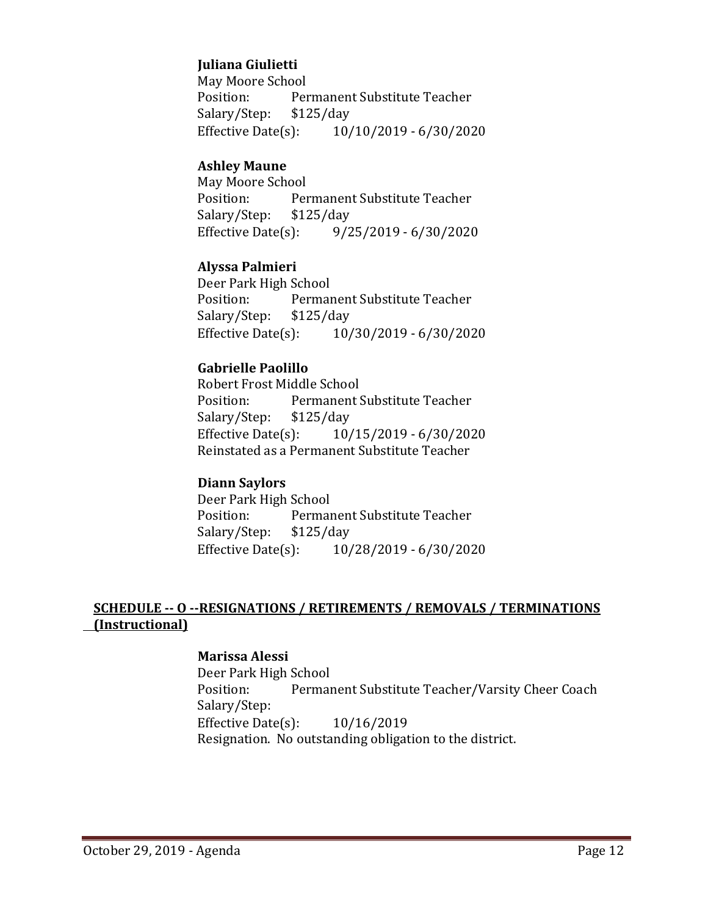**Juliana Giulietti**
May Moore School
Position: Permanent Substitute Teacher
Salary/Step: $125/day
Effective Date(s): 10/10/2019 - 6/30/2020

**Ashley Maune**
May Moore School
Position: Permanent Substitute Teacher
Salary/Step: $125/day
Effective Date(s): 9/25/2019 - 6/30/2020

**Alyssa Palmieri**
Deer Park High School
Position: Permanent Substitute Teacher
Salary/Step: $125/day
Effective Date(s): 10/30/2019 - 6/30/2020

**Gabrielle Paolillo**
Robert Frost Middle School
Position: Permanent Substitute Teacher
Salary/Step: $125/day
Effective Date(s): 10/15/2019 - 6/30/2020
Reinstated as a Permanent Substitute Teacher

**Diann Saylors**
Deer Park High School
Position: Permanent Substitute Teacher
Salary/Step: $125/day
Effective Date(s): 10/28/2019 - 6/30/2020

## SCHEDULE -- O --RESIGNATIONS / RETIREMENTS / REMOVALS / TERMINATIONS (Instructional)

**Marissa Alessi**
Deer Park High School
Position: Permanent Substitute Teacher/Varsity Cheer Coach
Salary/Step:
Effective Date(s): 10/16/2019
Resignation. No outstanding obligation to the district.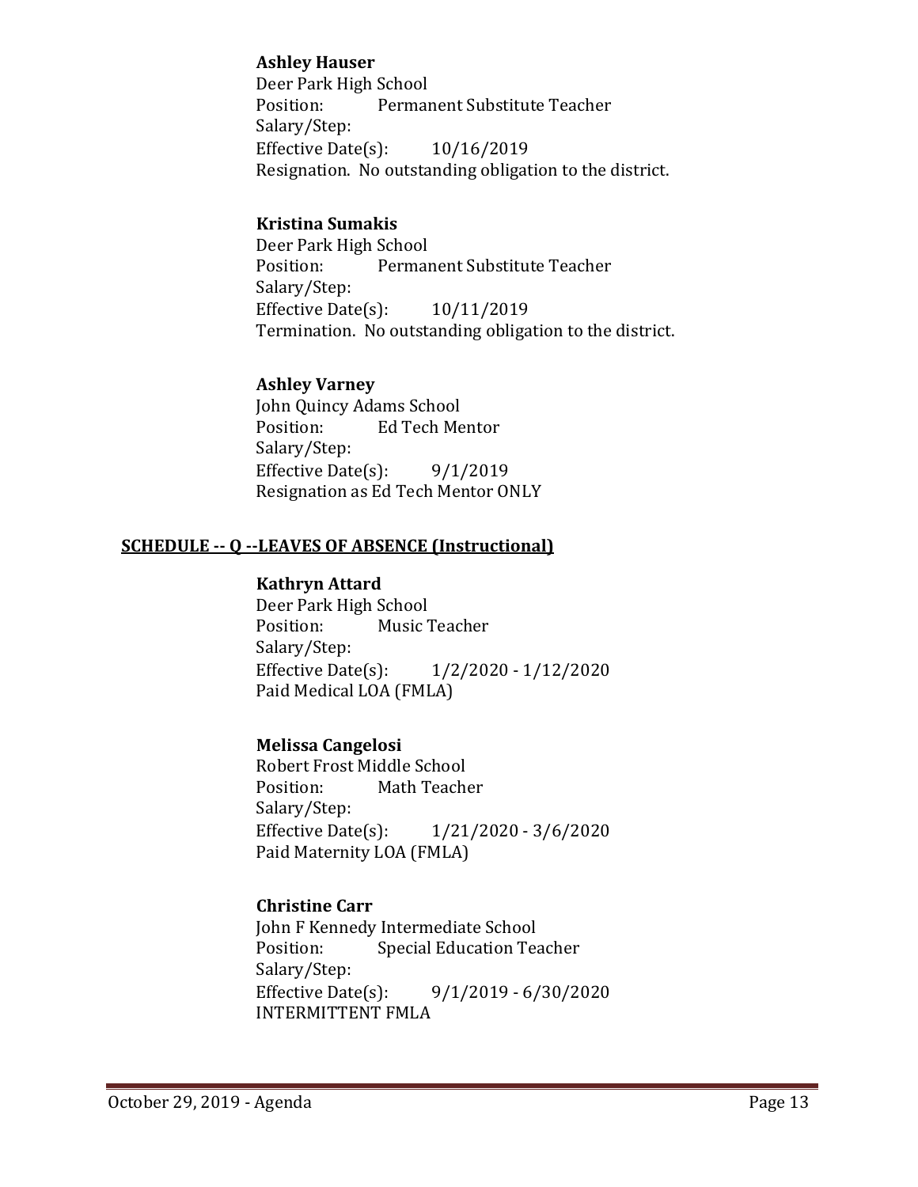**Ashley Hauser**
Deer Park High School
Position: Permanent Substitute Teacher
Salary/Step:
Effective Date(s): 10/16/2019
Resignation. No outstanding obligation to the district.

**Kristina Sumakis**
Deer Park High School
Position: Permanent Substitute Teacher
Salary/Step:
Effective Date(s): 10/11/2019
Termination. No outstanding obligation to the district.

**Ashley Varney**
John Quincy Adams School
Position: Ed Tech Mentor
Salary/Step:
Effective Date(s): 9/1/2019
Resignation as Ed Tech Mentor ONLY

## SCHEDULE -- Q --LEAVES OF ABSENCE (Instructional)

**Kathryn Attard**
Deer Park High School
Position: Music Teacher
Salary/Step:
Effective Date(s): 1/2/2020 - 1/12/2020
Paid Medical LOA (FMLA)

**Melissa Cangelosi**
Robert Frost Middle School
Position: Math Teacher
Salary/Step:
Effective Date(s): 1/21/2020 - 3/6/2020
Paid Maternity LOA (FMLA)

**Christine Carr**
John F Kennedy Intermediate School
Position: Special Education Teacher
Salary/Step:
Effective Date(s): 9/1/2019 - 6/30/2020
INTERMITTENT FMLA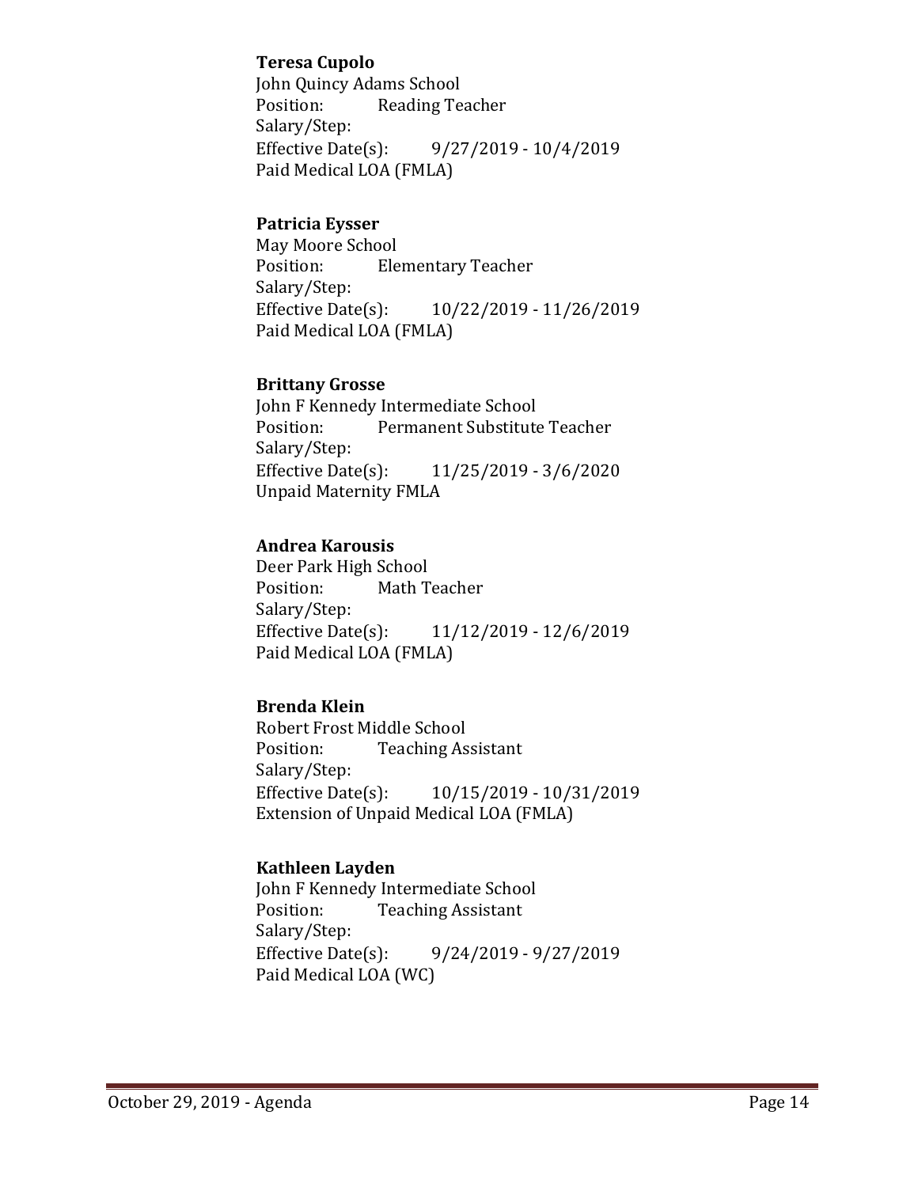**Teresa Cupolo**
John Quincy Adams School
Position: Reading Teacher
Salary/Step:
Effective Date(s): 9/27/2019 - 10/4/2019
Paid Medical LOA (FMLA)

**Patricia Eysser**
May Moore School
Position: Elementary Teacher
Salary/Step:
Effective Date(s): 10/22/2019 - 11/26/2019
Paid Medical LOA (FMLA)

**Brittany Grosse**
John F Kennedy Intermediate School
Position: Permanent Substitute Teacher
Salary/Step:
Effective Date(s): 11/25/2019 - 3/6/2020
Unpaid Maternity FMLA

**Andrea Karousis**
Deer Park High School
Position: Math Teacher
Salary/Step:
Effective Date(s): 11/12/2019 - 12/6/2019
Paid Medical LOA (FMLA)

**Brenda Klein**
Robert Frost Middle School
Position: Teaching Assistant
Salary/Step:
Effective Date(s): 10/15/2019 - 10/31/2019
Extension of Unpaid Medical LOA (FMLA)

**Kathleen Layden**
John F Kennedy Intermediate School
Position: Teaching Assistant
Salary/Step:
Effective Date(s): 9/24/2019 - 9/27/2019
Paid Medical LOA (WC)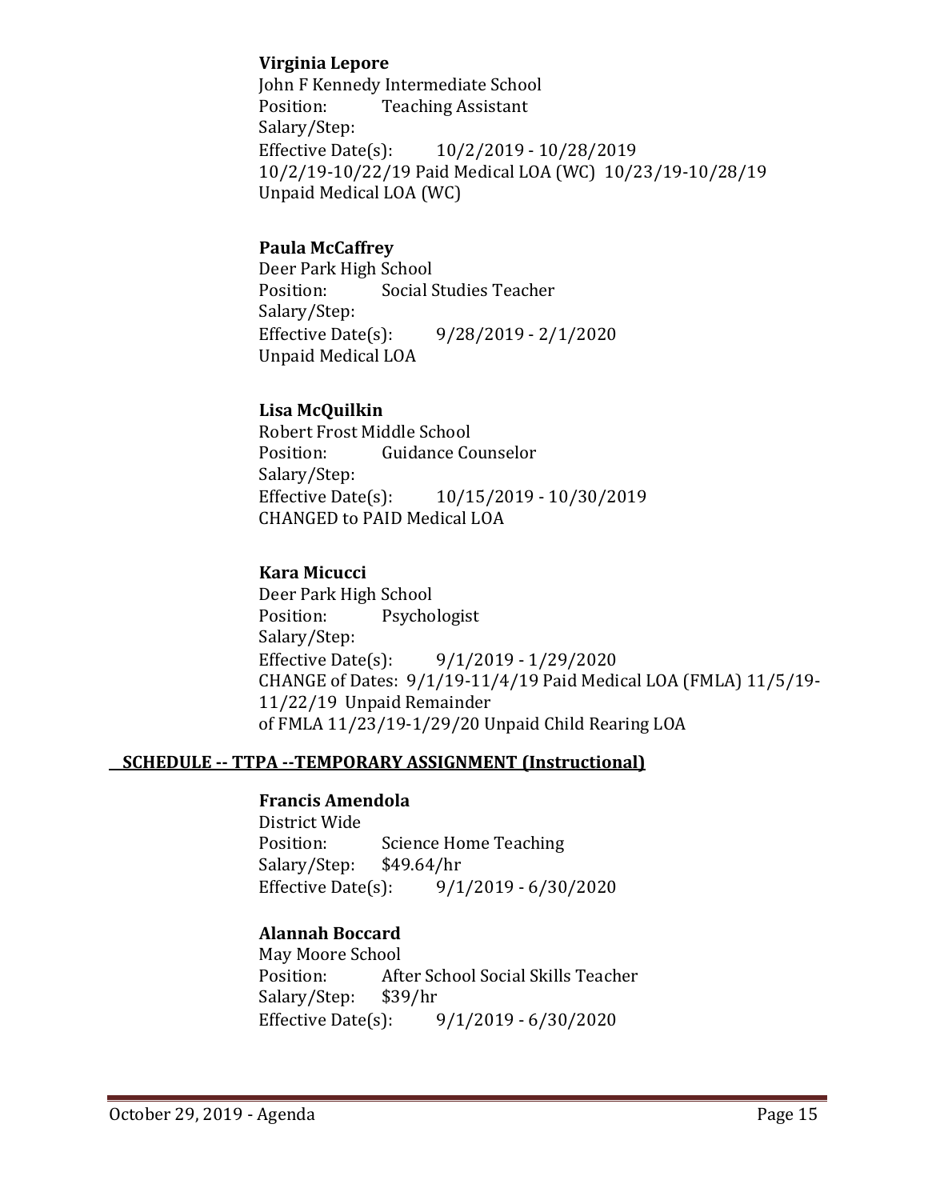**Virginia Lepore**
John F Kennedy Intermediate School
Position: Teaching Assistant
Salary/Step:
Effective Date(s): 10/2/2019 - 10/28/2019
10/2/19-10/22/19 Paid Medical LOA (WC) 10/23/19-10/28/19 Unpaid Medical LOA (WC)

**Paula McCaffrey**
Deer Park High School
Position: Social Studies Teacher
Salary/Step:
Effective Date(s): 9/28/2019 - 2/1/2020
Unpaid Medical LOA

**Lisa McQuilkin**
Robert Frost Middle School
Position: Guidance Counselor
Salary/Step:
Effective Date(s): 10/15/2019 - 10/30/2019
CHANGED to PAID Medical LOA

**Kara Micucci**
Deer Park High School
Position: Psychologist
Salary/Step:
Effective Date(s): 9/1/2019 - 1/29/2020
CHANGE of Dates: 9/1/19-11/4/19 Paid Medical LOA (FMLA) 11/5/19-11/22/19 Unpaid Remainder of FMLA 11/23/19-1/29/20 Unpaid Child Rearing LOA

## SCHEDULE -- TTPA --TEMPORARY ASSIGNMENT (Instructional)

**Francis Amendola**
District Wide
Position: Science Home Teaching
Salary/Step: $49.64/hr
Effective Date(s): 9/1/2019 - 6/30/2020

**Alannah Boccard**
May Moore School
Position: After School Social Skills Teacher
Salary/Step: $39/hr
Effective Date(s): 9/1/2019 - 6/30/2020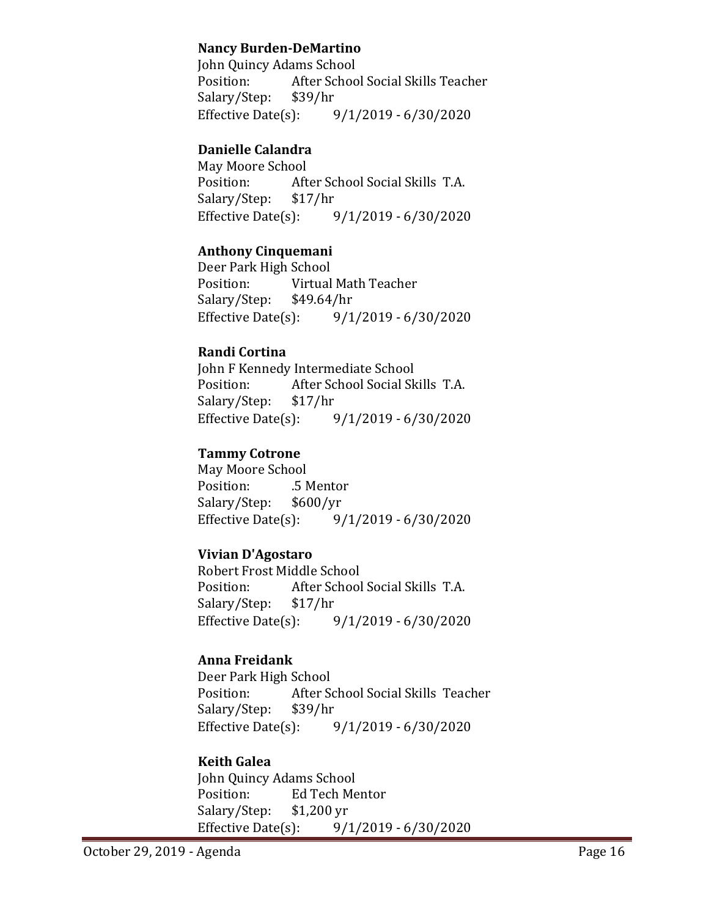**Nancy Burden-DeMartino**
John Quincy Adams School
Position: After School Social Skills Teacher
Salary/Step: $39/hr
Effective Date(s): 9/1/2019 - 6/30/2020

**Danielle Calandra**
May Moore School
Position: After School Social Skills T.A.
Salary/Step: $17/hr
Effective Date(s): 9/1/2019 - 6/30/2020

**Anthony Cinquemani**
Deer Park High School
Position: Virtual Math Teacher
Salary/Step: $49.64/hr
Effective Date(s): 9/1/2019 - 6/30/2020

**Randi Cortina**
John F Kennedy Intermediate School
Position: After School Social Skills T.A.
Salary/Step: $17/hr
Effective Date(s): 9/1/2019 - 6/30/2020

**Tammy Cotrone**
May Moore School
Position: .5 Mentor
Salary/Step: $600/yr
Effective Date(s): 9/1/2019 - 6/30/2020

**Vivian D'Agostaro**
Robert Frost Middle School
Position: After School Social Skills T.A.
Salary/Step: $17/hr
Effective Date(s): 9/1/2019 - 6/30/2020

**Anna Freidank**
Deer Park High School
Position: After School Social Skills Teacher
Salary/Step: $39/hr
Effective Date(s): 9/1/2019 - 6/30/2020

**Keith Galea**
John Quincy Adams School
Position: Ed Tech Mentor
Salary/Step: $1,200 yr
Effective Date(s): 9/1/2019 - 6/30/2020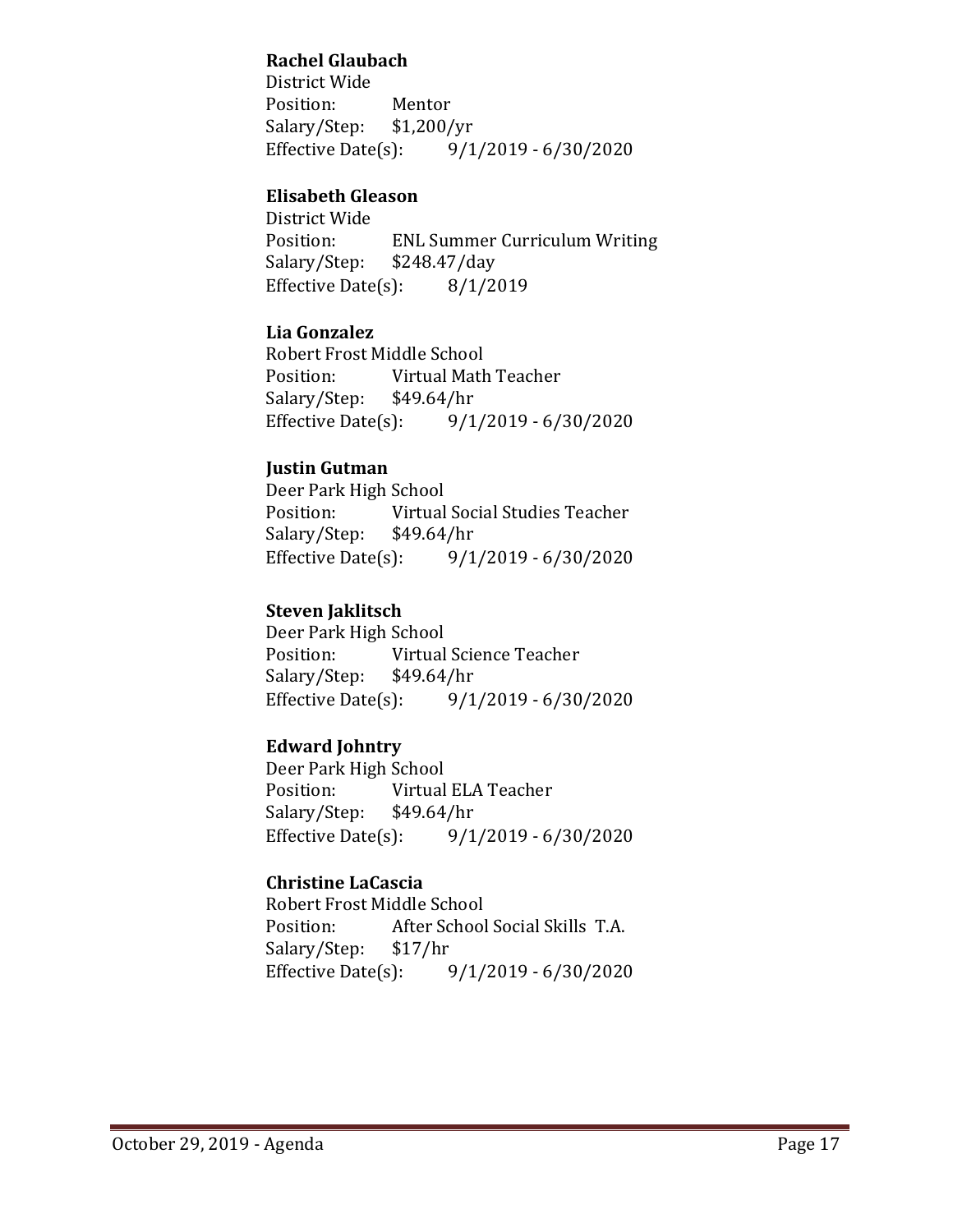**Rachel Glaubach**
District Wide
Position: Mentor
Salary/Step: $1,200/yr
Effective Date(s): 9/1/2019 - 6/30/2020

**Elisabeth Gleason**
District Wide
Position: ENL Summer Curriculum Writing
Salary/Step: $248.47/day
Effective Date(s): 8/1/2019

**Lia Gonzalez**
Robert Frost Middle School
Position: Virtual Math Teacher
Salary/Step: $49.64/hr
Effective Date(s): 9/1/2019 - 6/30/2020

**Justin Gutman**
Deer Park High School
Position: Virtual Social Studies Teacher
Salary/Step: $49.64/hr
Effective Date(s): 9/1/2019 - 6/30/2020

**Steven Jaklitsch**
Deer Park High School
Position: Virtual Science Teacher
Salary/Step: $49.64/hr
Effective Date(s): 9/1/2019 - 6/30/2020

**Edward Johntry**
Deer Park High School
Position: Virtual ELA Teacher
Salary/Step: $49.64/hr
Effective Date(s): 9/1/2019 - 6/30/2020

**Christine LaCascia**
Robert Frost Middle School
Position: After School Social Skills T.A.
Salary/Step: $17/hr
Effective Date(s): 9/1/2019 - 6/30/2020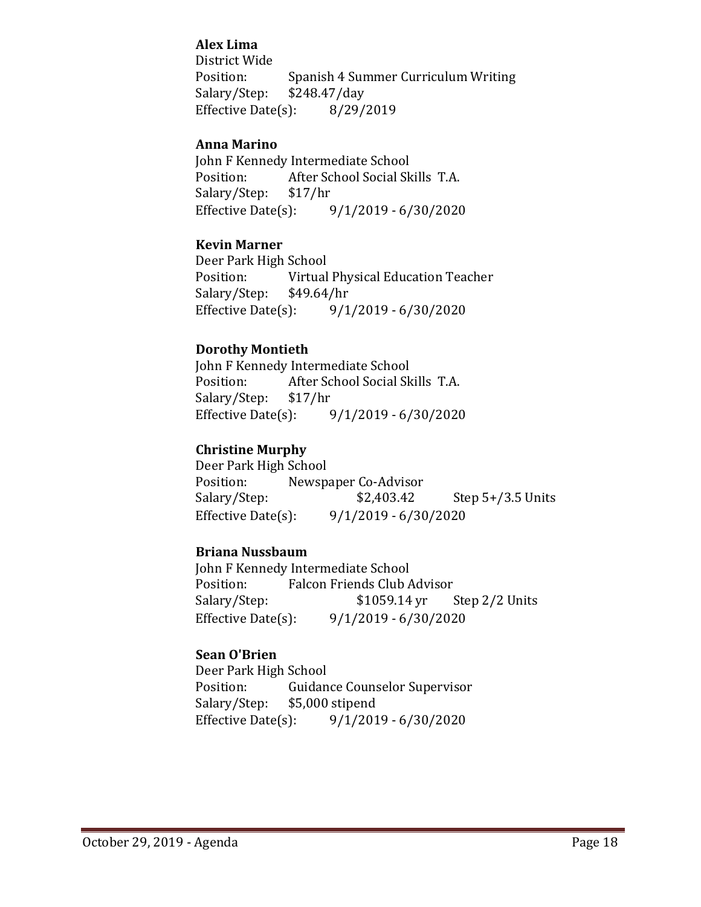**Alex Lima**
District Wide
Position: Spanish 4 Summer Curriculum Writing
Salary/Step: $248.47/day
Effective Date(s): 8/29/2019

**Anna Marino**
John F Kennedy Intermediate School
Position: After School Social Skills T.A.
Salary/Step: $17/hr
Effective Date(s): 9/1/2019 - 6/30/2020

**Kevin Marner**
Deer Park High School
Position: Virtual Physical Education Teacher
Salary/Step: $49.64/hr
Effective Date(s): 9/1/2019 - 6/30/2020

**Dorothy Montieth**
John F Kennedy Intermediate School
Position: After School Social Skills T.A.
Salary/Step: $17/hr
Effective Date(s): 9/1/2019 - 6/30/2020

**Christine Murphy**
Deer Park High School
Position: Newspaper Co-Advisor
Salary/Step: $2,403.42 Step 5+/3.5 Units
Effective Date(s): 9/1/2019 - 6/30/2020

**Briana Nussbaum**
John F Kennedy Intermediate School
Position: Falcon Friends Club Advisor
Salary/Step: $1059.14 yr Step 2/2 Units
Effective Date(s): 9/1/2019 - 6/30/2020

**Sean O'Brien**
Deer Park High School
Position: Guidance Counselor Supervisor
Salary/Step: $5,000 stipend
Effective Date(s): 9/1/2019 - 6/30/2020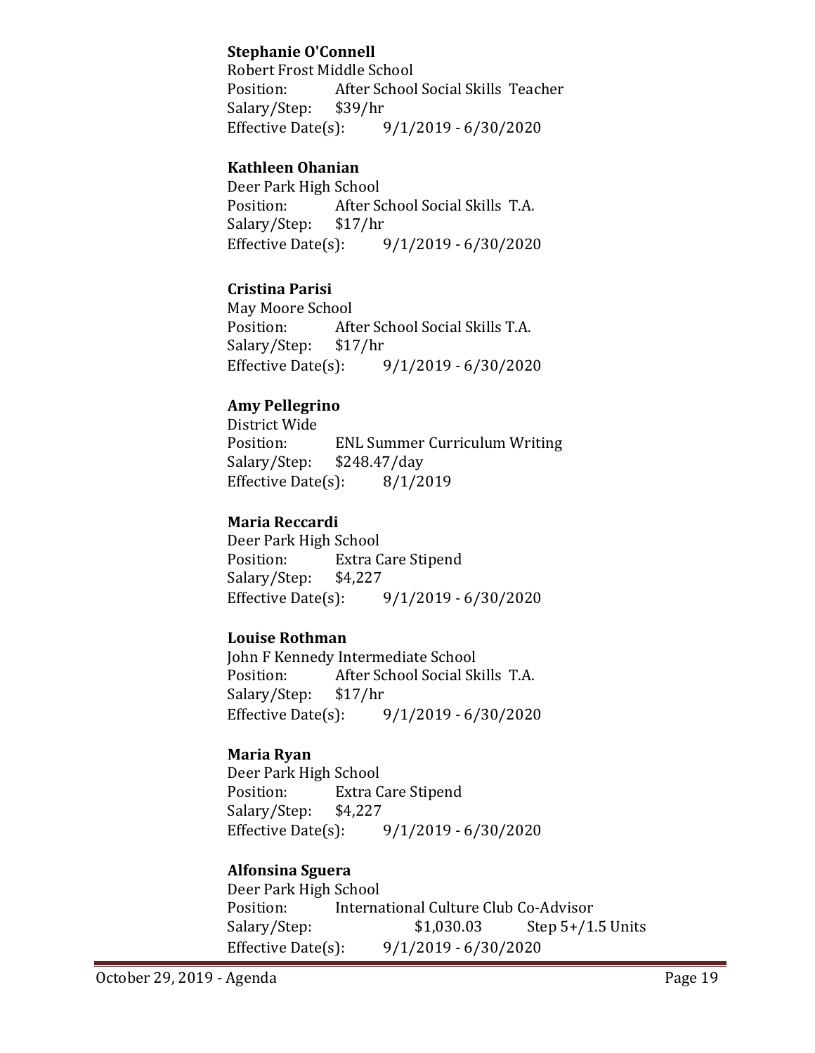**Stephanie O'Connell**
Robert Frost Middle School
Position: After School Social Skills Teacher
Salary/Step: $39/hr
Effective Date(s): 9/1/2019 - 6/30/2020

**Kathleen Ohanian**
Deer Park High School
Position: After School Social Skills T.A.
Salary/Step: $17/hr
Effective Date(s): 9/1/2019 - 6/30/2020

**Cristina Parisi**
May Moore School
Position: After School Social Skills T.A.
Salary/Step: $17/hr
Effective Date(s): 9/1/2019 - 6/30/2020

**Amy Pellegrino**
District Wide
Position: ENL Summer Curriculum Writing
Salary/Step: $248.47/day
Effective Date(s): 8/1/2019

**Maria Reccardi**
Deer Park High School
Position: Extra Care Stipend
Salary/Step: $4,227
Effective Date(s): 9/1/2019 - 6/30/2020

**Louise Rothman**
John F Kennedy Intermediate School
Position: After School Social Skills T.A.
Salary/Step: $17/hr
Effective Date(s): 9/1/2019 - 6/30/2020

**Maria Ryan**
Deer Park High School
Position: Extra Care Stipend
Salary/Step: $4,227
Effective Date(s): 9/1/2019 - 6/30/2020

**Alfonsina Sguera**
Deer Park High School
Position: International Culture Club Co-Advisor
Salary/Step: $1,030.03 Step 5+/1.5 Units
Effective Date(s): 9/1/2019 - 6/30/2020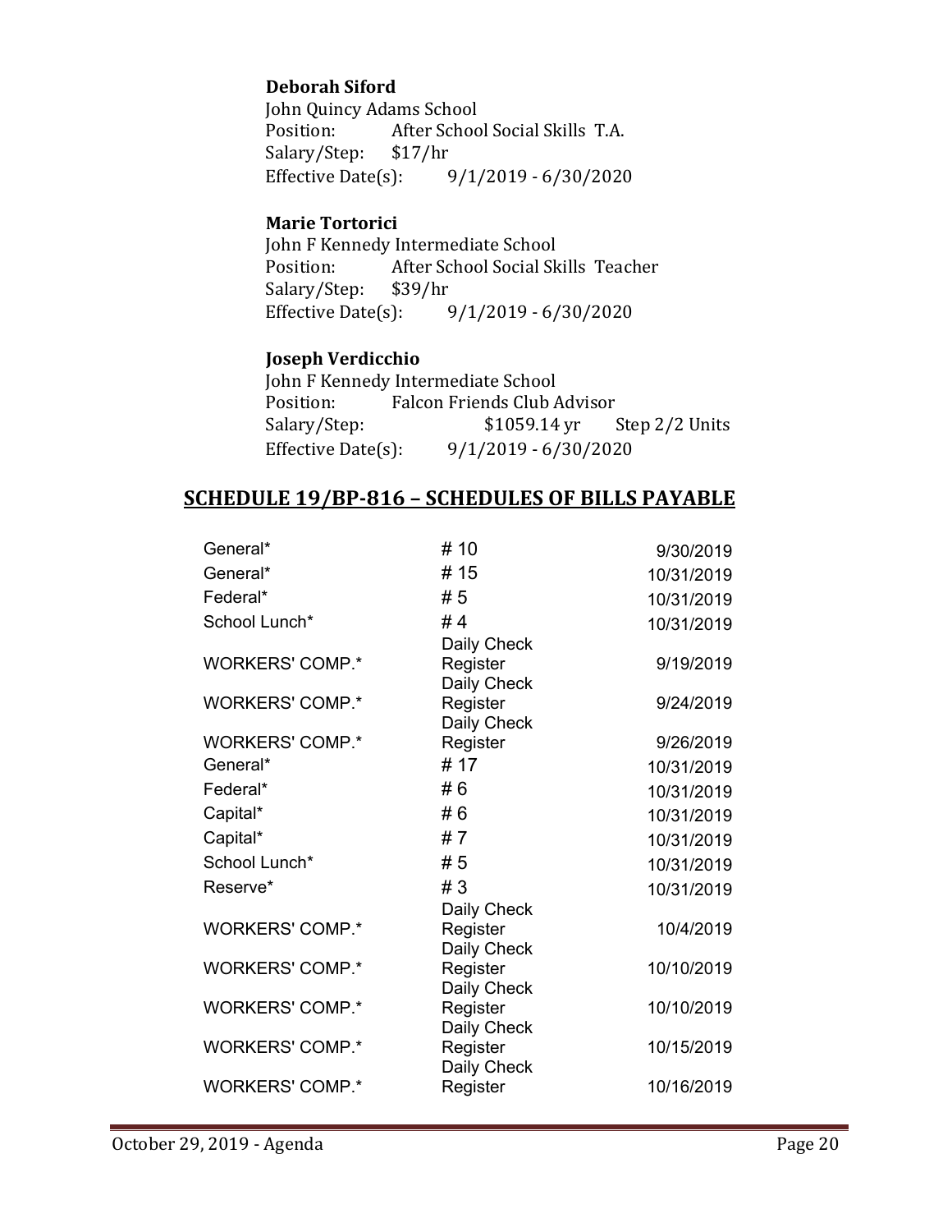**Deborah Siford**
John Quincy Adams School
Position: After School Social Skills T.A.
Salary/Step: $17/hr
Effective Date(s): 9/1/2019 - 6/30/2020

**Marie Tortorici**
John F Kennedy Intermediate School
Position: After School Social Skills Teacher
Salary/Step: $39/hr
Effective Date(s): 9/1/2019 - 6/30/2020

**Joseph Verdicchio**
John F Kennedy Intermediate School
Position: Falcon Friends Club Advisor
Salary/Step: $1059.14 yr Step 2/2 Units
Effective Date(s): 9/1/2019 - 6/30/2020

## SCHEDULE 19/BP-816 – SCHEDULES OF BILLS PAYABLE

| | | |
|---|---|---|
| General* | # 10 | 9/30/2019 |
| General* | # 15 | 10/31/2019 |
| Federal* | # 5 | 10/31/2019 |
| School Lunch* | # 4 | 10/31/2019 |
| WORKERS' COMP.* | Daily Check Register | 9/19/2019 |
| WORKERS' COMP.* | Daily Check Register | 9/24/2019 |
| WORKERS' COMP.* | Daily Check Register | 9/26/2019 |
| General* | # 17 | 10/31/2019 |
| Federal* | # 6 | 10/31/2019 |
| Capital* | # 6 | 10/31/2019 |
| Capital* | # 7 | 10/31/2019 |
| School Lunch* | # 5 | 10/31/2019 |
| Reserve* | # 3 | 10/31/2019 |
| WORKERS' COMP.* | Daily Check Register | 10/4/2019 |
| WORKERS' COMP.* | Daily Check Register | 10/10/2019 |
| WORKERS' COMP.* | Daily Check Register | 10/10/2019 |
| WORKERS' COMP.* | Daily Check Register | 10/15/2019 |
| WORKERS' COMP.* | Daily Check Register | 10/16/2019 |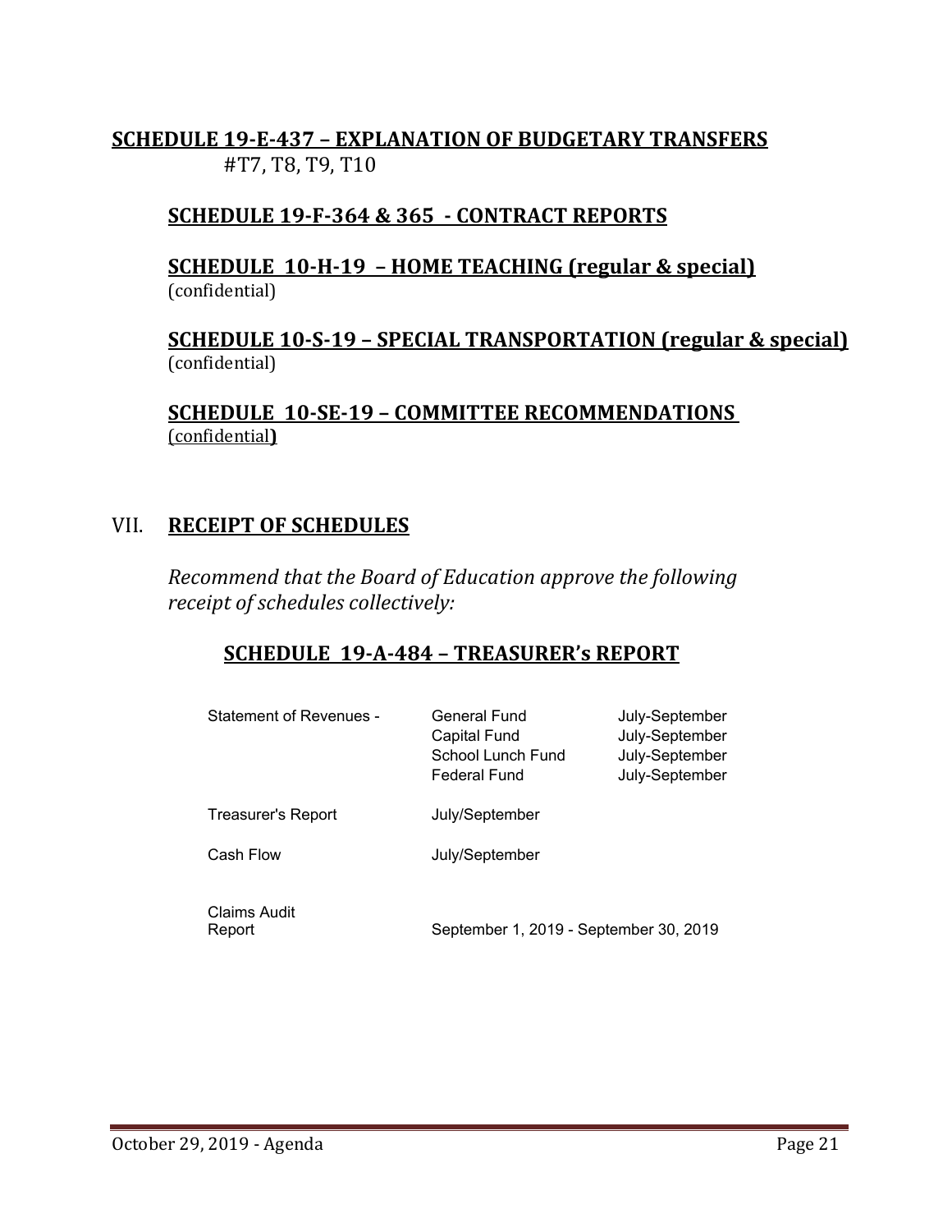**SCHEDULE 19-E-437 – EXPLANATION OF BUDGETARY TRANSFERS**
#T7, T8, T9, T10

**SCHEDULE 19-F-364 & 365 - CONTRACT REPORTS**

**SCHEDULE 10-H-19 – HOME TEACHING (regular & special)**
(confidential)

**SCHEDULE 10-S-19 – SPECIAL TRANSPORTATION (regular & special)**
(confidential)

**SCHEDULE 10-SE-19 – COMMITTEE RECOMMENDATIONS**
(confidential**)**

## VII. RECEIPT OF SCHEDULES

*Recommend that the Board of Education approve the following receipt of schedules collectively:*

### SCHEDULE 19-A-484 – TREASURER's REPORT

| | | |
|---|---|---|
| Statement of Revenues - | General Fund | July-September |
| | Capital Fund | July-September |
| | School Lunch Fund | July-September |
| | Federal Fund | July-September |
| Treasurer's Report | July/September | |
| Cash Flow | July/September | |
| Claims Audit Report | September 1, 2019 - September 30, 2019 | |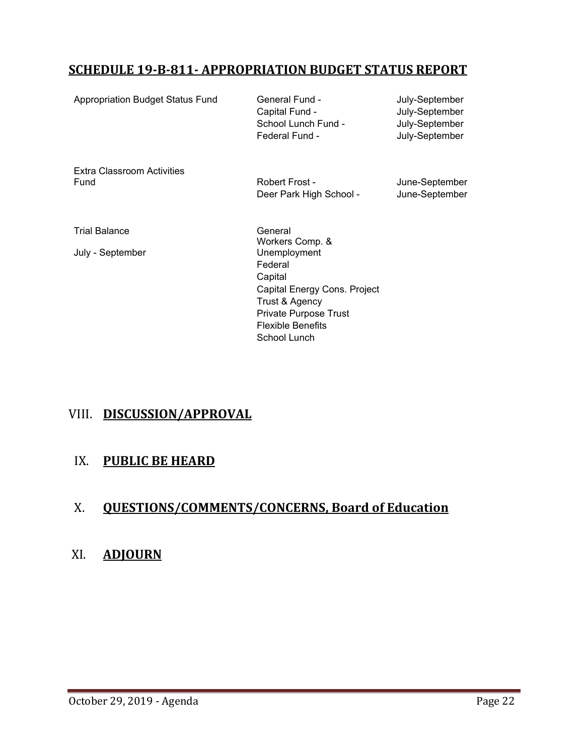## SCHEDULE 19-B-811- APPROPRIATION BUDGET STATUS REPORT

| | | |
|---|---|---|
| Appropriation Budget Status Fund | General Fund - | July-September |
| | Capital Fund - | July-September |
| | School Lunch Fund - | July-September |
| | Federal Fund - | July-September |
| Extra Classroom Activities Fund | Robert Frost - | June-September |
| | Deer Park High School - | June-September |
| Trial Balance | General | |
| July - September | Workers Comp. & Unemployment | |
| | Federal | |
| | Capital | |
| | Capital Energy Cons. Project | |
| | Trust & Agency | |
| | Private Purpose Trust | |
| | Flexible Benefits | |
| | School Lunch | |

## VIII. DISCUSSION/APPROVAL

## IX. PUBLIC BE HEARD

## X. QUESTIONS/COMMENTS/CONCERNS, Board of Education

## XI. ADJOURN